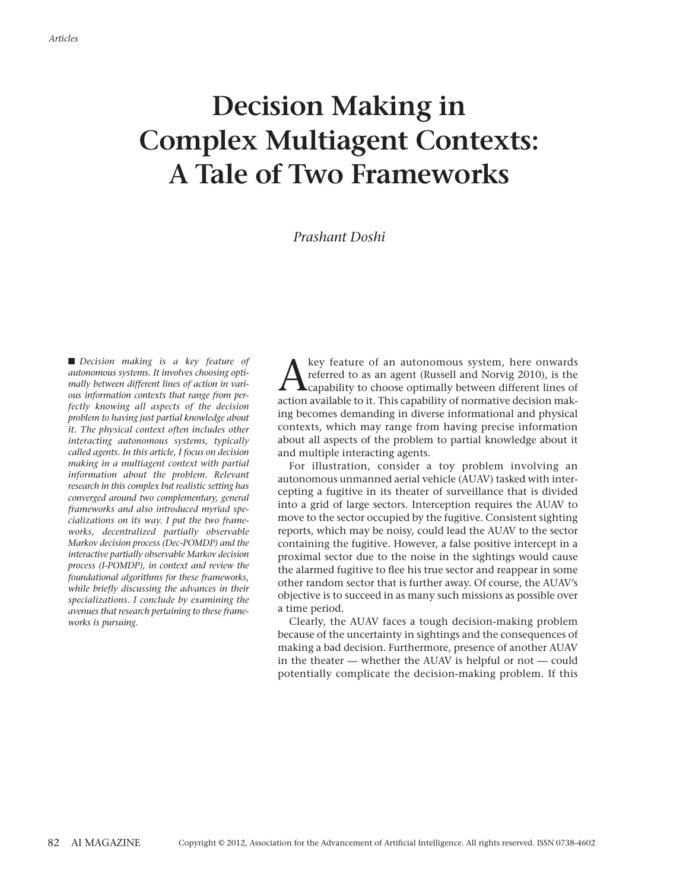# Decision Making in Complex Multiagent Contexts: A Tale of Two Frameworks

*Prashant Doshi*

■ *Decision making is a key feature of autonomous systems. It involves choosing optimally between different lines of action in various information contexts that range from perfectly knowing all aspects of the decision problem to having just partial knowledge about it. The physical context often includes other interacting autonomous systems, typically called agents. In this article, I focus on decision making in a multiagent context with partial information about the problem. Relevant research in this complex but realistic setting has converged around two complementary, general frameworks and also introduced myriad specializations on its way. I put the two frameworks, decentralized partially observable Markov decision process (Dec-POMDP) and the interactive partially observable Markov decision process (I-POMDP), in context and review the foundational algorithms for these frameworks, while briefly discussing the advances in their specializations. I conclude by examining the avenues that research pertaining to these frameworks is pursuing.*

A key feature of an autonomous system, here onwards referred to as an agent (Russell and Norvig 2010), is the capability to choose optimally between different lines of action available to it. This capability of normative decision making becomes demanding in diverse informational and physical contexts, which may range from having precise information about all aspects of the problem to partial knowledge about it and multiple interacting agents.

For illustration, consider a toy problem involving an autonomous unmanned aerial vehicle (AUAV) tasked with intercepting a fugitive in its theater of surveillance that is divided into a grid of large sectors. Interception requires the AUAV to move to the sector occupied by the fugitive. Consistent sighting reports, which may be noisy, could lead the AUAV to the sector containing the fugitive. However, a false positive intercept in a proximal sector due to the noise in the sightings would cause the alarmed fugitive to flee his true sector and reappear in some other random sector that is further away. Of course, the AUAV's objective is to succeed in as many such missions as possible over a time period.

Clearly, the AUAV faces a tough decision-making problem because of the uncertainty in sightings and the consequences of making a bad decision. Furthermore, presence of another AUAV in the theater — whether the AUAV is helpful or not — could potentially complicate the decision-making problem. If this

Copyright © 2012, Association for the Advancement of Artificial Intelligence. All rights reserved. ISSN 0738-4602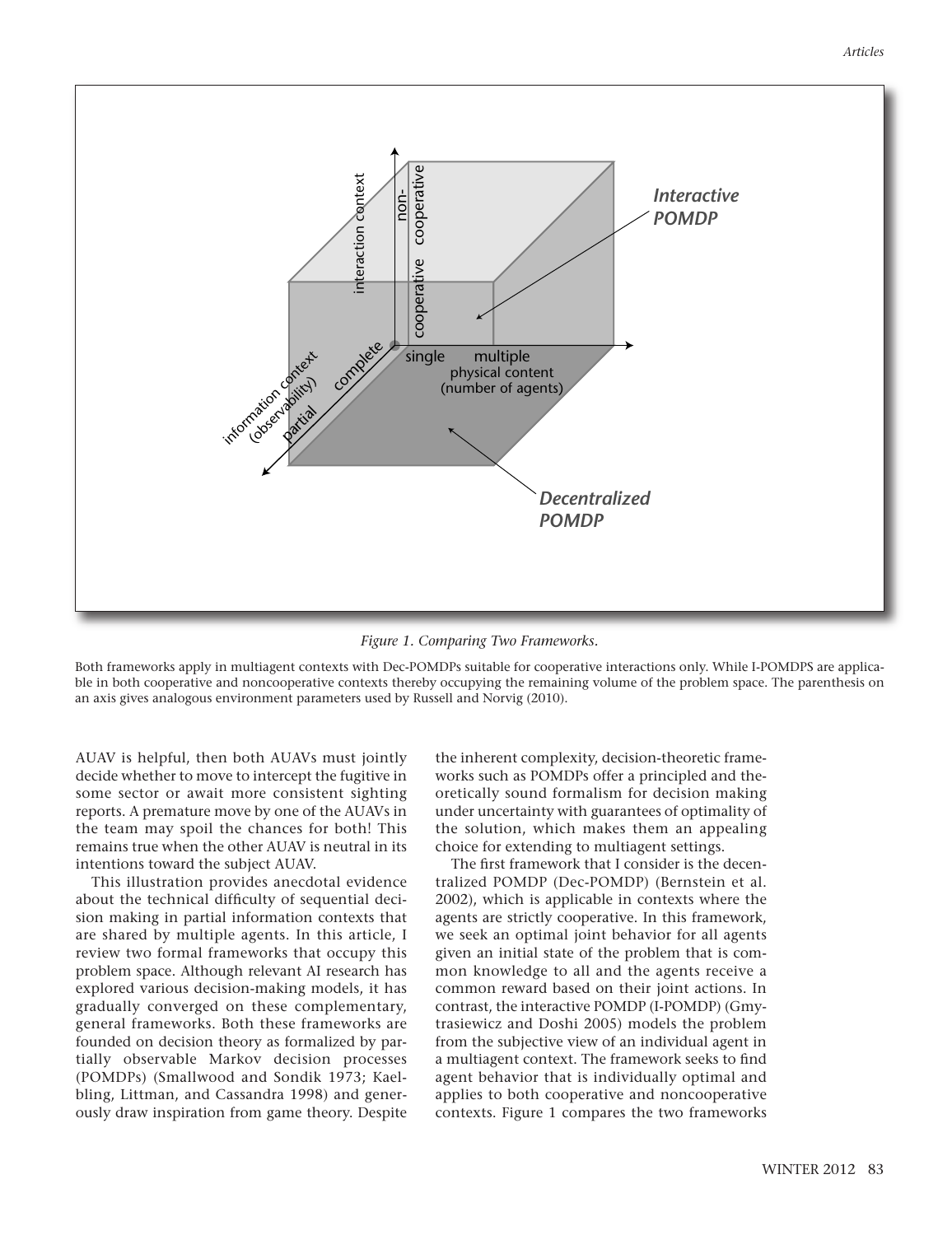*Figure 1. Comparing Two Frameworks.*

Both frameworks apply in multiagent contexts with Dec-POMDPs suitable for cooperative interactions only. While I-POMDPS are applicable in both cooperative and noncooperative contexts thereby occupying the remaining volume of the problem space. The parenthesis on an axis gives analogous environment parameters used by Russell and Norvig (2010).

AUAV is helpful, then both AUAVs must jointly decide whether to move to intercept the fugitive in some sector or await more consistent sighting reports. A premature move by one of the AUAVs in the team may spoil the chances for both! This remains true when the other AUAV is neutral in its intentions toward the subject AUAV.

This illustration provides anecdotal evidence about the technical difficulty of sequential decision making in partial information contexts that are shared by multiple agents. In this article, I review two formal frameworks that occupy this problem space. Although relevant AI research has explored various decision-making models, it has gradually converged on these complementary, general frameworks. Both these frameworks are founded on decision theory as formalized by partially observable Markov decision processes (POMDPs) (Smallwood and Sondik 1973; Kaelbling, Littman, and Cassandra 1998) and generously draw inspiration from game theory. Despite the inherent complexity, decision-theoretic frameworks such as POMDPs offer a principled and theoretically sound formalism for decision making under uncertainty with guarantees of optimality of the solution, which makes them an appealing choice for extending to multiagent settings.

The first framework that I consider is the decentralized POMDP (Dec-POMDP) (Bernstein et al. 2002), which is applicable in contexts where the agents are strictly cooperative. In this framework, we seek an optimal joint behavior for all agents given an initial state of the problem that is common knowledge to all and the agents receive a common reward based on their joint actions. In contrast, the interactive POMDP (I-POMDP) (Gmytrasiewicz and Doshi 2005) models the problem from the subjective view of an individual agent in a multiagent context. The framework seeks to find agent behavior that is individually optimal and applies to both cooperative and noncooperative contexts. Figure 1 compares the two frameworks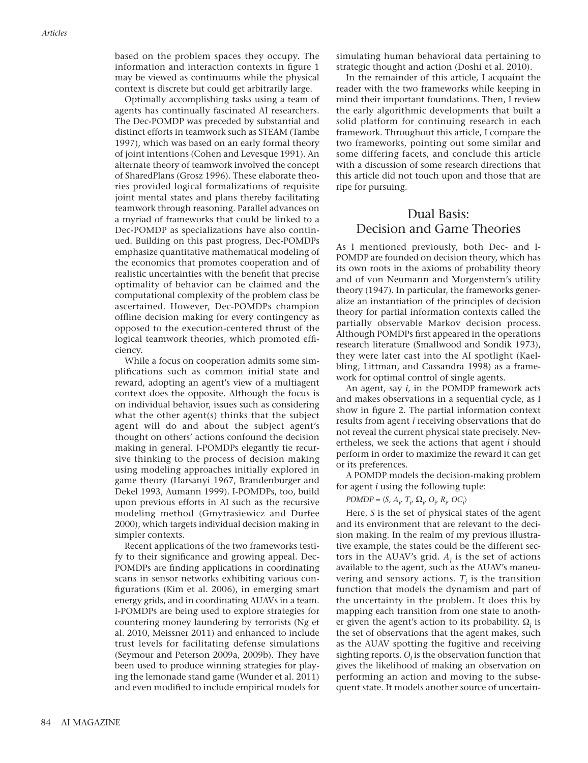based on the problem spaces they occupy. The information and interaction contexts in figure 1 may be viewed as continuums while the physical context is discrete but could get arbitrarily large.

Optimally accomplishing tasks using a team of agents has continually fascinated AI researchers. The Dec-POMDP was preceded by substantial and distinct efforts in teamwork such as STEAM (Tambe 1997), which was based on an early formal theory of joint intentions (Cohen and Levesque 1991). An alternate theory of teamwork involved the concept of SharedPlans (Grosz 1996). These elaborate theories provided logical formalizations of requisite joint mental states and plans thereby facilitating teamwork through reasoning. Parallel advances on a myriad of frameworks that could be linked to a Dec-POMDP as specializations have also continued. Building on this past progress, Dec-POMDPs emphasize quantitative mathematical modeling of the economics that promotes cooperation and of realistic uncertainties with the benefit that precise optimality of behavior can be claimed and the computational complexity of the problem class be ascertained. However, Dec-POMDPs champion offline decision making for every contingency as opposed to the execution-centered thrust of the logical teamwork theories, which promoted efficiency.

While a focus on cooperation admits some simplifications such as common initial state and reward, adopting an agent's view of a multiagent context does the opposite. Although the focus is on individual behavior, issues such as considering what the other agent(s) thinks that the subject agent will do and about the subject agent's thought on others' actions confound the decision making in general. I-POMDPs elegantly tie recursive thinking to the process of decision making using modeling approaches initially explored in game theory (Harsanyi 1967, Brandenburger and Dekel 1993, Aumann 1999). I-POMDPs, too, build upon previous efforts in AI such as the recursive modeling method (Gmytrasiewicz and Durfee 2000), which targets individual decision making in simpler contexts.

Recent applications of the two frameworks testify to their significance and growing appeal. Dec-POMDPs are finding applications in coordinating scans in sensor networks exhibiting various configurations (Kim et al. 2006), in emerging smart energy grids, and in coordinating AUAVs in a team. I-POMDPs are being used to explore strategies for countering money laundering by terrorists (Ng et al. 2010, Meissner 2011) and enhanced to include trust levels for facilitating defense simulations (Seymour and Peterson 2009a, 2009b). They have been used to produce winning strategies for playing the lemonade stand game (Wunder et al. 2011) and even modified to include empirical models for simulating human behavioral data pertaining to strategic thought and action (Doshi et al. 2010).

In the remainder of this article, I acquaint the reader with the two frameworks while keeping in mind their important foundations. Then, I review the early algorithmic developments that built a solid platform for continuing research in each framework. Throughout this article, I compare the two frameworks, pointing out some similar and some differing facets, and conclude this article with a discussion of some research directions that this article did not touch upon and those that are ripe for pursuing.

## Dual Basis: Decision and Game Theories

As I mentioned previously, both Dec- and I-POMDP are founded on decision theory, which has its own roots in the axioms of probability theory and of von Neumann and Morgenstern's utility theory (1947). In particular, the frameworks generalize an instantiation of the principles of decision theory for partial information contexts called the partially observable Markov decision process. Although POMDPs first appeared in the operations research literature (Smallwood and Sondik 1973), they were later cast into the AI spotlight (Kaelbling, Littman, and Cassandra 1998) as a framework for optimal control of single agents.

An agent, say *i*, in the POMDP framework acts and makes observations in a sequential cycle, as I show in figure 2. The partial information context results from agent *i* receiving observations that do not reveal the current physical state precisely. Nevertheless, we seek the actions that agent *i* should perform in order to maximize the reward it can get or its preferences.

A POMDP models the decision-making problem for agent *i* using the following tuple:

$$POMDP = \langle S, A_i, T_i, \Omega_i, O_i, R_i, OC_i \rangle$$

Here, $S$ is the set of physical states of the agent and its environment that are relevant to the decision making. In the realm of my previous illustrative example, the states could be the different sectors in the AUAV's grid. $A_i$ is the set of actions available to the agent, such as the AUAV's maneuvering and sensory actions. $T_i$ is the transition function that models the dynamism and part of the uncertainty in the problem. It does this by mapping each transition from one state to another given the agent's action to its probability. $\Omega_i$ is the set of observations that the agent makes, such as the AUAV spotting the fugitive and receiving sighting reports. $O_i$ is the observation function that gives the likelihood of making an observation on performing an action and moving to the subsequent state. It models another source of uncertain-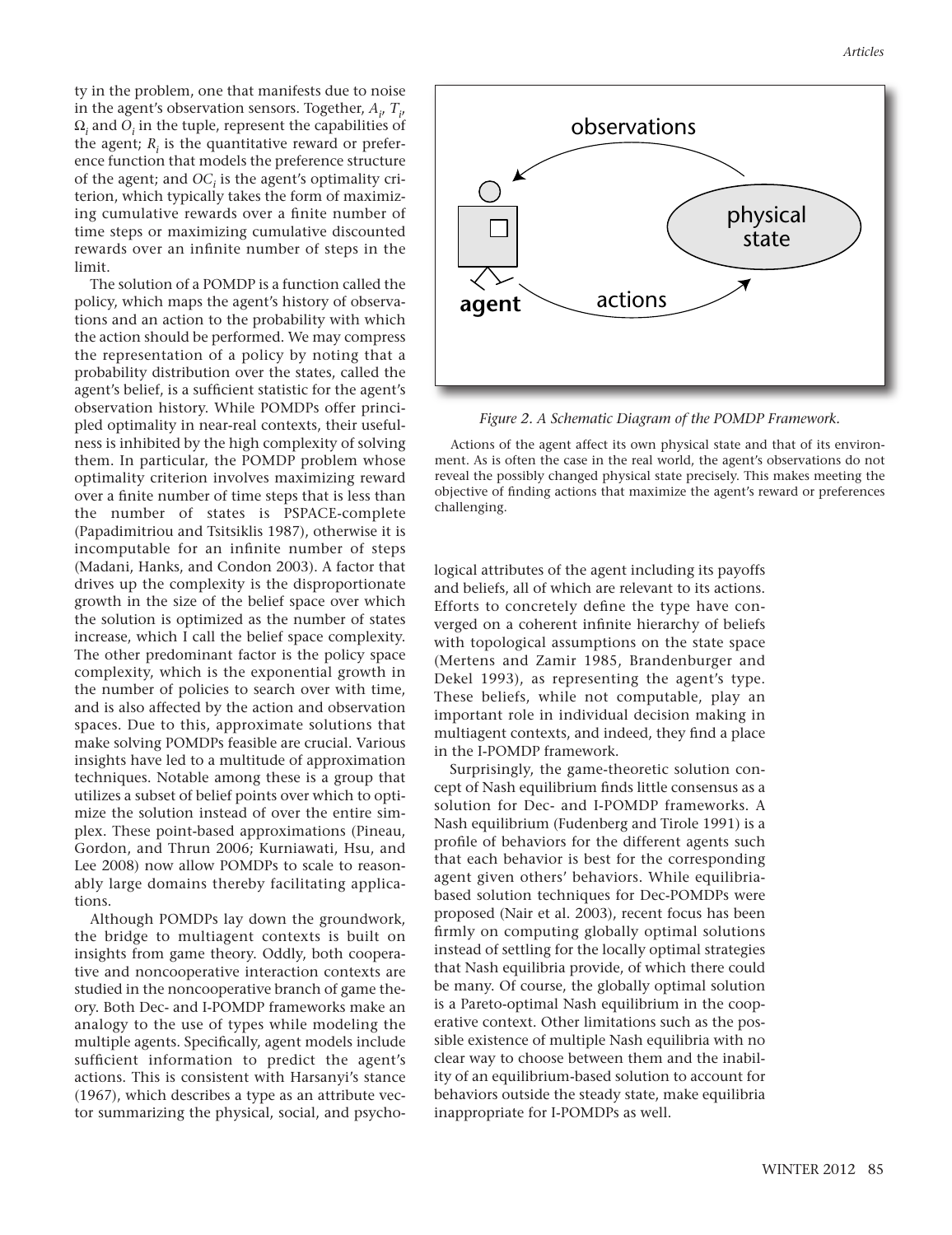ty in the problem, one that manifests due to noise in the agent's observation sensors. Together, $A_i$, $T_i$, $\Omega_i$ and $O_i$ in the tuple, represent the capabilities of the agent; $R_i$ is the quantitative reward or preference function that models the preference structure of the agent; and $OC_i$ is the agent's optimality criterion, which typically takes the form of maximizing cumulative rewards over a finite number of time steps or maximizing cumulative discounted rewards over an infinite number of steps in the limit.

The solution of a POMDP is a function called the policy, which maps the agent's history of observations and an action to the probability with which the action should be performed. We may compress the representation of a policy by noting that a probability distribution over the states, called the agent's belief, is a sufficient statistic for the agent's observation history. While POMDPs offer principled optimality in near-real contexts, their usefulness is inhibited by the high complexity of solving them. In particular, the POMDP problem whose optimality criterion involves maximizing reward over a finite number of time steps that is less than the number of states is PSPACE-complete (Papadimitriou and Tsitsiklis 1987), otherwise it is incomputable for an infinite number of steps (Madani, Hanks, and Condon 2003). A factor that drives up the complexity is the disproportionate growth in the size of the belief space over which the solution is optimized as the number of states increase, which I call the belief space complexity. The other predominant factor is the policy space complexity, which is the exponential growth in the number of policies to search over with time, and is also affected by the action and observation spaces. Due to this, approximate solutions that make solving POMDPs feasible are crucial. Various insights have led to a multitude of approximation techniques. Notable among these is a group that utilizes a subset of belief points over which to optimize the solution instead of over the entire simplex. These point-based approximations (Pineau, Gordon, and Thrun 2006; Kurniawati, Hsu, and Lee 2008) now allow POMDPs to scale to reasonably large domains thereby facilitating applications.

Although POMDPs lay down the groundwork, the bridge to multiagent contexts is built on insights from game theory. Oddly, both cooperative and noncooperative interaction contexts are studied in the noncooperative branch of game theory. Both Dec- and I-POMDP frameworks make an analogy to the use of types while modeling the multiple agents. Specifically, agent models include sufficient information to predict the agent's actions. This is consistent with Harsanyi's stance (1967), which describes a type as an attribute vector summarizing the physical, social, and psychological attributes of the agent including its payoffs and beliefs, all of which are relevant to its actions. Efforts to concretely define the type have converged on a coherent infinite hierarchy of beliefs with topological assumptions on the state space (Mertens and Zamir 1985, Brandenburger and Dekel 1993), as representing the agent's type. These beliefs, while not computable, play an important role in individual decision making in multiagent contexts, and indeed, they find a place in the I-POMDP framework.

Surprisingly, the game-theoretic solution concept of Nash equilibrium finds little consensus as a solution for Dec- and I-POMDP frameworks. A Nash equilibrium (Fudenberg and Tirole 1991) is a profile of behaviors for the different agents such that each behavior is best for the corresponding agent given others' behaviors. While equilibria-based solution techniques for Dec-POMDPs were proposed (Nair et al. 2003), recent focus has been firmly on computing globally optimal solutions instead of settling for the locally optimal strategies that Nash equilibria provide, of which there could be many. Of course, the globally optimal solution is a Pareto-optimal Nash equilibrium in the cooperative context. Other limitations such as the possible existence of multiple Nash equilibria with no clear way to choose between them and the inability of an equilibrium-based solution to account for behaviors outside the steady state, make equilibria inappropriate for I-POMDPs as well.

observations

physical state

agent

actions

*Figure 2. A Schematic Diagram of the POMDP Framework.*

Actions of the agent affect its own physical state and that of its environment. As is often the case in the real world, the agent's observations do not reveal the possibly changed physical state precisely. This makes meeting the objective of finding actions that maximize the agent's reward or preferences challenging.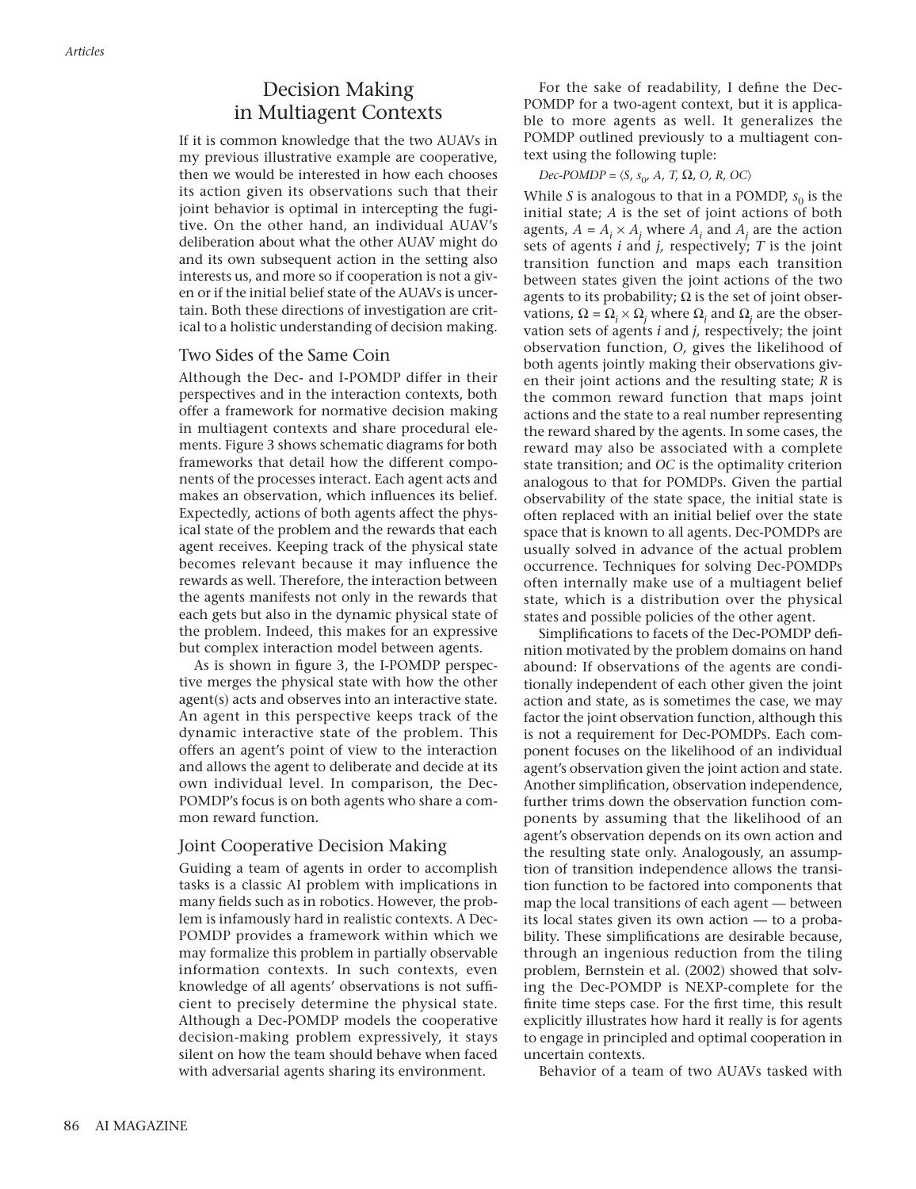## Decision Making in Multiagent Contexts

If it is common knowledge that the two AUAVs in my previous illustrative example are cooperative, then we would be interested in how each chooses its action given its observations such that their joint behavior is optimal in intercepting the fugitive. On the other hand, an individual AUAV's deliberation about what the other AUAV might do and its own subsequent action in the setting also interests us, and more so if cooperation is not a given or if the initial belief state of the AUAVs is uncertain. Both these directions of investigation are critical to a holistic understanding of decision making.

### Two Sides of the Same Coin

Although the Dec- and I-POMDP differ in their perspectives and in the interaction contexts, both offer a framework for normative decision making in multiagent contexts and share procedural elements. Figure 3 shows schematic diagrams for both frameworks that detail how the different components of the processes interact. Each agent acts and makes an observation, which influences its belief. Expectedly, actions of both agents affect the physical state of the problem and the rewards that each agent receives. Keeping track of the physical state becomes relevant because it may influence the rewards as well. Therefore, the interaction between the agents manifests not only in the rewards that each gets but also in the dynamic physical state of the problem. Indeed, this makes for an expressive but complex interaction model between agents.

As is shown in figure 3, the I-POMDP perspective merges the physical state with how the other agent(s) acts and observes into an interactive state. An agent in this perspective keeps track of the dynamic interactive state of the problem. This offers an agent's point of view to the interaction and allows the agent to deliberate and decide at its own individual level. In comparison, the Dec-POMDP's focus is on both agents who share a common reward function.

### Joint Cooperative Decision Making

Guiding a team of agents in order to accomplish tasks is a classic AI problem with implications in many fields such as in robotics. However, the problem is infamously hard in realistic contexts. A Dec-POMDP provides a framework within which we may formalize this problem in partially observable information contexts. In such contexts, even knowledge of all agents' observations is not sufficient to precisely determine the physical state. Although a Dec-POMDP models the cooperative decision-making problem expressively, it stays silent on how the team should behave when faced with adversarial agents sharing its environment.

For the sake of readability, I define the Dec-POMDP for a two-agent context, but it is applicable to more agents as well. It generalizes the POMDP outlined previously to a multiagent context using the following tuple:

*Dec-POMDP* = $\langle S, s_0, A, T, \Omega, O, R, OC \rangle$

While $S$ is analogous to that in a POMDP, $s_0$ is the initial state; $A$ is the set of joint actions of both agents, $A = A_i \times A_j$ where $A_i$ and $A_j$ are the action sets of agents $i$ and $j$, respectively; $T$ is the joint transition function and maps each transition between states given the joint actions of the two agents to its probability; $\Omega$ is the set of joint observations, $\Omega = \Omega_i \times \Omega_j$ where $\Omega_i$ and $\Omega_j$ are the observation sets of agents $i$ and $j$, respectively; the joint observation function, $O$, gives the likelihood of both agents jointly making their observations given their joint actions and the resulting state; $R$ is the common reward function that maps joint actions and the state to a real number representing the reward shared by the agents. In some cases, the reward may also be associated with a complete state transition; and $OC$ is the optimality criterion analogous to that for POMDPs. Given the partial observability of the state space, the initial state is often replaced with an initial belief over the state space that is known to all agents. Dec-POMDPs are usually solved in advance of the actual problem occurrence. Techniques for solving Dec-POMDPs often internally make use of a multiagent belief state, which is a distribution over the physical states and possible policies of the other agent.

Simplifications to facets of the Dec-POMDP definition motivated by the problem domains on hand abound: If observations of the agents are conditionally independent of each other given the joint action and state, as is sometimes the case, we may factor the joint observation function, although this is not a requirement for Dec-POMDPs. Each component focuses on the likelihood of an individual agent's observation given the joint action and state. Another simplification, observation independence, further trims down the observation function components by assuming that the likelihood of an agent's observation depends on its own action and the resulting state only. Analogously, an assumption of transition independence allows the transition function to be factored into components that map the local transitions of each agent — between its local states given its own action — to a probability. These simplifications are desirable because, through an ingenious reduction from the tiling problem, Bernstein et al. (2002) showed that solving the Dec-POMDP is NEXP-complete for the finite time steps case. For the first time, this result explicitly illustrates how hard it really is for agents to engage in principled and optimal cooperation in uncertain contexts.

Behavior of a team of two AUAVs tasked with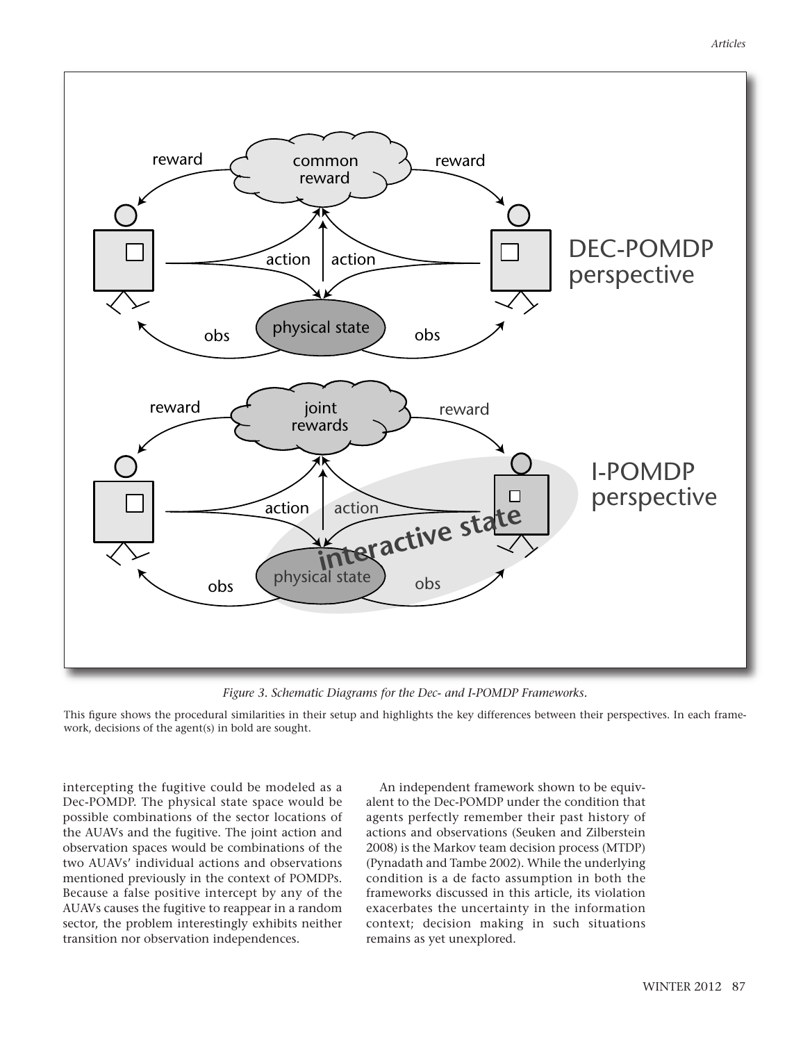*Figure 3. Schematic Diagrams for the Dec- and I-POMDP Frameworks.*

This figure shows the procedural similarities in their setup and highlights the key differences between their perspectives. In each framework, decisions of the agent(s) in bold are sought.

intercepting the fugitive could be modeled as a Dec-POMDP. The physical state space would be possible combinations of the sector locations of the AUAVs and the fugitive. The joint action and observation spaces would be combinations of the two AUAVs' individual actions and observations mentioned previously in the context of POMDPs. Because a false positive intercept by any of the AUAVs causes the fugitive to reappear in a random sector, the problem interestingly exhibits neither transition nor observation independences.

An independent framework shown to be equivalent to the Dec-POMDP under the condition that agents perfectly remember their past history of actions and observations (Seuken and Zilberstein 2008) is the Markov team decision process (MTDP) (Pynadath and Tambe 2002). While the underlying condition is a de facto assumption in both the frameworks discussed in this article, its violation exacerbates the uncertainty in the information context; decision making in such situations remains as yet unexplored.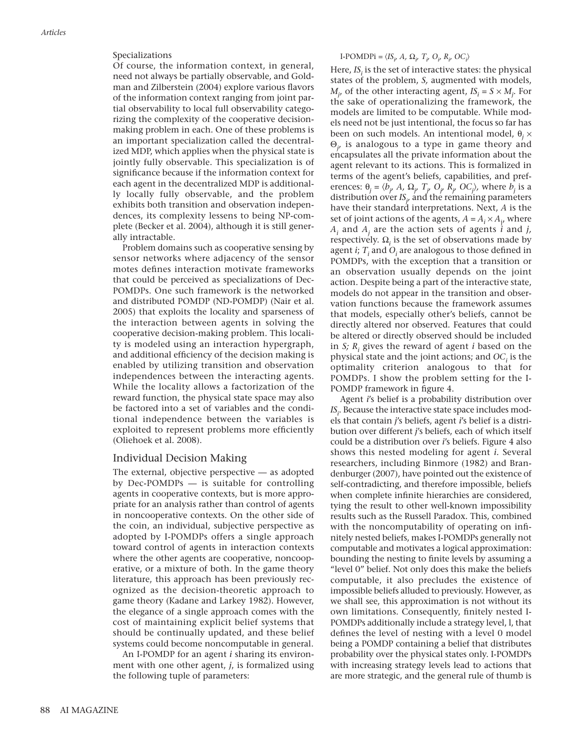### Specializations

Of course, the information context, in general, need not always be partially observable, and Goldman and Zilberstein (2004) explore various flavors of the information context ranging from joint partial observability to local full observability categorizing the complexity of the cooperative decision-making problem in each. One of these problems is an important specialization called the decentralized MDP, which applies when the physical state is jointly fully observable. This specialization is of significance because if the information context for each agent in the decentralized MDP is additionally locally fully observable, and the problem exhibits both transition and observation independences, its complexity lessens to being NP-complete (Becker et al. 2004), although it is still generally intractable.

Problem domains such as cooperative sensing by sensor networks where adjacency of the sensor motes defines interaction motivate frameworks that could be perceived as specializations of Dec-POMDPs. One such framework is the networked and distributed POMDP (ND-POMDP) (Nair et al. 2005) that exploits the locality and sparseness of the interaction between agents in solving the cooperative decision-making problem. This locality is modeled using an interaction hypergraph, and additional efficiency of the decision making is enabled by utilizing transition and observation independences between the interacting agents. While the locality allows a factorization of the reward function, the physical state space may also be factored into a set of variables and the conditional independence between the variables is exploited to represent problems more efficiently (Oliehoek et al. 2008).

## Individual Decision Making

The external, objective perspective — as adopted by Dec-POMDPs — is suitable for controlling agents in cooperative contexts, but is more appropriate for an analysis rather than control of agents in noncooperative contexts. On the other side of the coin, an individual, subjective perspective as adopted by I-POMDPs offers a single approach toward control of agents in interaction contexts where the other agents are cooperative, noncooperative, or a mixture of both. In the game theory literature, this approach has been previously recognized as the decision-theoretic approach to game theory (Kadane and Larkey 1982). However, the elegance of a single approach comes with the cost of maintaining explicit belief systems that should be continually updated, and these belief systems could become noncomputable in general.

An I-POMDP for an agent $i$ sharing its environment with one other agent, $j$, is formalized using the following tuple of parameters:

$$\text{I-POMDP}i = \langle IS_i, A, \Omega_i, T_i, O_i, R_i, OC_i \rangle$$

Here, $IS_i$ is the set of interactive states: the physical states of the problem, $S$, augmented with models, $M_j$, of the other interacting agent, $IS_i = S \times M_j$. For the sake of operationalizing the framework, the models are limited to be computable. While models need not be just intentional, the focus so far has been on such models. An intentional model, $\theta_j \times \Theta_j$, is analogous to a type in game theory and encapsulates all the private information about the agent relevant to its actions. This is formalized in terms of the agent's beliefs, capabilities, and preferences: $\theta_j = \langle b_j, A, \Omega_j, T_j, O_j, R_j, OC_j \rangle$, where $b_j$ is a distribution over $IS_j$, and the remaining parameters have their standard interpretations. Next, $A$ is the set of joint actions of the agents, $A = A_i \times A_j$, where $A_i$ and $A_j$ are the action sets of agents $i$ and $j$, respectively. $\Omega_i$ is the set of observations made by agent $i$; $T_i$ and $O_i$ are analogous to those defined in POMDPs, with the exception that a transition or an observation usually depends on the joint action. Despite being a part of the interactive state, models do not appear in the transition and observation functions because the framework assumes that models, especially other's beliefs, cannot be directly altered nor observed. Features that could be altered or directly observed should be included in $S$; $R_i$ gives the reward of agent $i$ based on the physical state and the joint actions; and $OC_i$ is the optimality criterion analogous to that for POMDPs. I show the problem setting for the I-POMDP framework in figure 4.

Agent $i$'s belief is a probability distribution over $IS_i$. Because the interactive state space includes models that contain $j$'s beliefs, agent $i$'s belief is a distribution over different $j$'s beliefs, each of which itself could be a distribution over $i$'s beliefs. Figure 4 also shows this nested modeling for agent $i$. Several researchers, including Binmore (1982) and Brandenburger (2007), have pointed out the existence of self-contradicting, and therefore impossible, beliefs when complete infinite hierarchies are considered, tying the result to other well-known impossibility results such as the Russell Paradox. This, combined with the noncomputability of operating on infinitely nested beliefs, makes I-POMDPs generally not computable and motivates a logical approximation: bounding the nesting to finite levels by assuming a "level 0" belief. Not only does this make the beliefs computable, it also precludes the existence of impossible beliefs alluded to previously. However, as we shall see, this approximation is not without its own limitations. Consequently, finitely nested I-POMDPs additionally include a strategy level, l, that defines the level of nesting with a level 0 model being a POMDP containing a belief that distributes probability over the physical states only. I-POMDPs with increasing strategy levels lead to actions that are more strategic, and the general rule of thumb is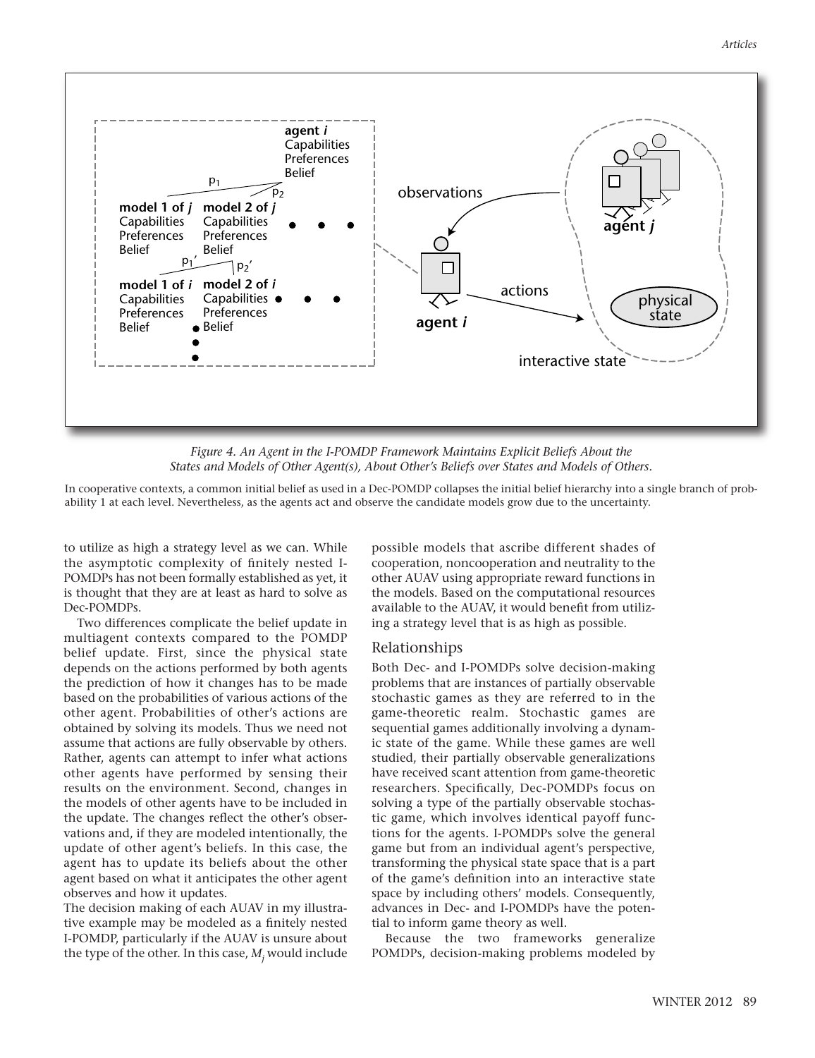agent *i*
Capabilities
Preferences
Belief

p1

p2

**model 1 of *j***
Capabilities
Preferences
Belief

**model 2 of *j***
Capabilities
Preferences
Belief

p1′

p2′

**model 1 of *i***
Capabilities
Preferences
Belief

**model 2 of *i***
Capabilities
Preferences
Belief

observations

actions

agent *i*

agent *j*

physical state

interactive state

*Figure 4. An Agent in the I-POMDP Framework Maintains Explicit Beliefs About the States and Models of Other Agent(s), About Other's Beliefs over States and Models of Others.*

In cooperative contexts, a common initial belief as used in a Dec-POMDP collapses the initial belief hierarchy into a single branch of probability 1 at each level. Nevertheless, as the agents act and observe the candidate models grow due to the uncertainty.

to utilize as high a strategy level as we can. While the asymptotic complexity of finitely nested I-POMDPs has not been formally established as yet, it is thought that they are at least as hard to solve as Dec-POMDPs.

Two differences complicate the belief update in multiagent contexts compared to the POMDP belief update. First, since the physical state depends on the actions performed by both agents the prediction of how it changes has to be made based on the probabilities of various actions of the other agent. Probabilities of other's actions are obtained by solving its models. Thus we need not assume that actions are fully observable by others. Rather, agents can attempt to infer what actions other agents have performed by sensing their results on the environment. Second, changes in the models of other agents have to be included in the update. The changes reflect the other's observations and, if they are modeled intentionally, the update of other agent's beliefs. In this case, the agent has to update its beliefs about the other agent based on what it anticipates the other agent observes and how it updates.

The decision making of each AUAV in my illustrative example may be modeled as a finitely nested I-POMDP, particularly if the AUAV is unsure about the type of the other. In this case, $M_j$ would include possible models that ascribe different shades of cooperation, noncooperation and neutrality to the other AUAV using appropriate reward functions in the models. Based on the computational resources available to the AUAV, it would benefit from utilizing a strategy level that is as high as possible.

## Relationships

Both Dec- and I-POMDPs solve decision-making problems that are instances of partially observable stochastic games as they are referred to in the game-theoretic realm. Stochastic games are sequential games additionally involving a dynamic state of the game. While these games are well studied, their partially observable generalizations have received scant attention from game-theoretic researchers. Specifically, Dec-POMDPs focus on solving a type of the partially observable stochastic game, which involves identical payoff functions for the agents. I-POMDPs solve the general game but from an individual agent's perspective, transforming the physical state space that is a part of the game's definition into an interactive state space by including others' models. Consequently, advances in Dec- and I-POMDPs have the potential to inform game theory as well.

Because the two frameworks generalize POMDPs, decision-making problems modeled by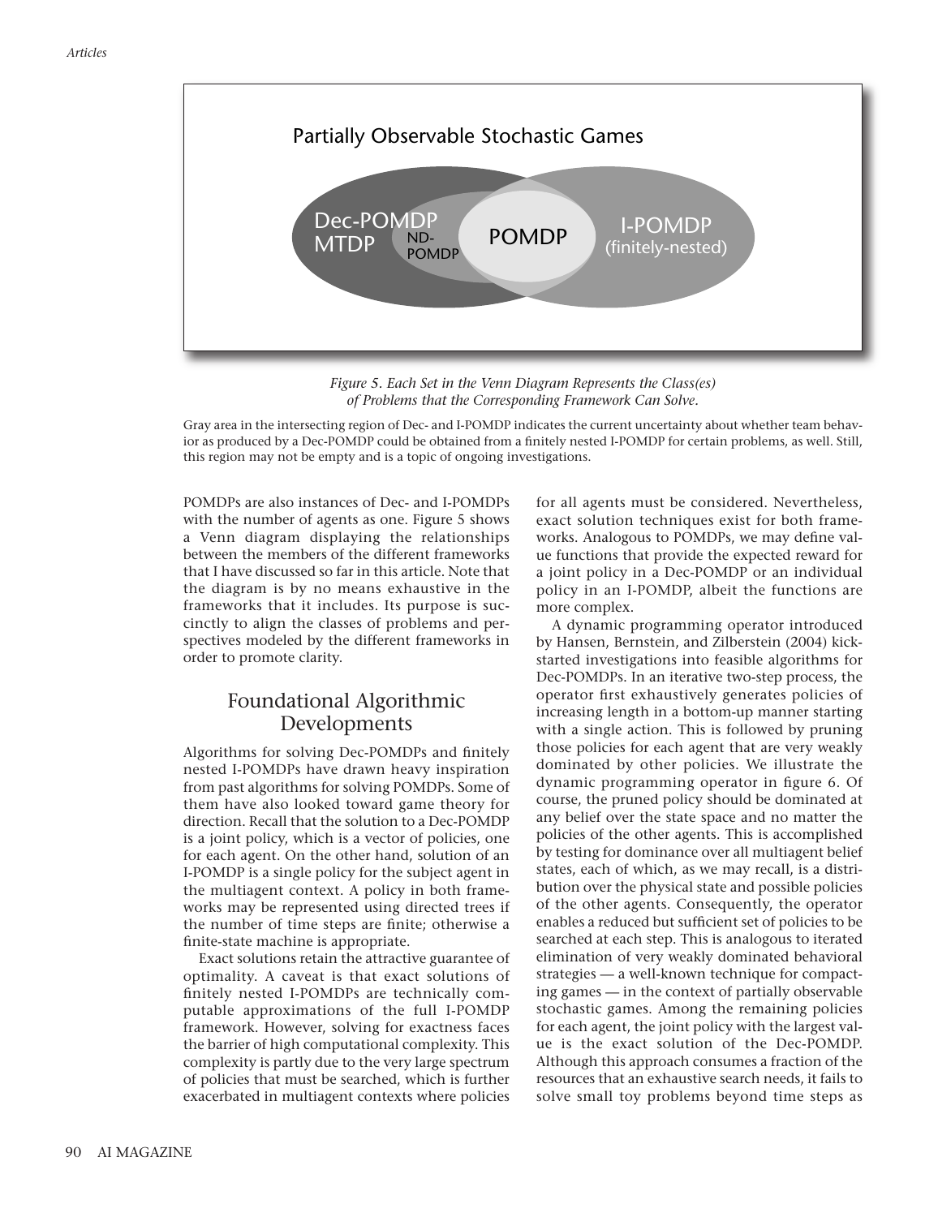Partially Observable Stochastic Games

Dec-POMDP MTDP | ND-POMDP | POMDP | I-POMDP (finitely-nested)

*Figure 5. Each Set in the Venn Diagram Represents the Class(es) of Problems that the Corresponding Framework Can Solve.*

Gray area in the intersecting region of Dec- and I-POMDP indicates the current uncertainty about whether team behavior as produced by a Dec-POMDP could be obtained from a finitely nested I-POMDP for certain problems, as well. Still, this region may not be empty and is a topic of ongoing investigations.

POMDPs are also instances of Dec- and I-POMDPs with the number of agents as one. Figure 5 shows a Venn diagram displaying the relationships between the members of the different frameworks that I have discussed so far in this article. Note that the diagram is by no means exhaustive in the frameworks that it includes. Its purpose is succinctly to align the classes of problems and perspectives modeled by the different frameworks in order to promote clarity.

## Foundational Algorithmic Developments

Algorithms for solving Dec-POMDPs and finitely nested I-POMDPs have drawn heavy inspiration from past algorithms for solving POMDPs. Some of them have also looked toward game theory for direction. Recall that the solution to a Dec-POMDP is a joint policy, which is a vector of policies, one for each agent. On the other hand, solution of an I-POMDP is a single policy for the subject agent in the multiagent context. A policy in both frameworks may be represented using directed trees if the number of time steps are finite; otherwise a finite-state machine is appropriate.

Exact solutions retain the attractive guarantee of optimality. A caveat is that exact solutions of finitely nested I-POMDPs are technically computable approximations of the full I-POMDP framework. However, solving for exactness faces the barrier of high computational complexity. This complexity is partly due to the very large spectrum of policies that must be searched, which is further exacerbated in multiagent contexts where policies for all agents must be considered. Nevertheless, exact solution techniques exist for both frameworks. Analogous to POMDPs, we may define value functions that provide the expected reward for a joint policy in a Dec-POMDP or an individual policy in an I-POMDP, albeit the functions are more complex.

A dynamic programming operator introduced by Hansen, Bernstein, and Zilberstein (2004) kickstarted investigations into feasible algorithms for Dec-POMDPs. In an iterative two-step process, the operator first exhaustively generates policies of increasing length in a bottom-up manner starting with a single action. This is followed by pruning those policies for each agent that are very weakly dominated by other policies. We illustrate the dynamic programming operator in figure 6. Of course, the pruned policy should be dominated at any belief over the state space and no matter the policies of the other agents. This is accomplished by testing for dominance over all multiagent belief states, each of which, as we may recall, is a distribution over the physical state and possible policies of the other agents. Consequently, the operator enables a reduced but sufficient set of policies to be searched at each step. This is analogous to iterated elimination of very weakly dominated behavioral strategies — a well-known technique for compacting games — in the context of partially observable stochastic games. Among the remaining policies for each agent, the joint policy with the largest value is the exact solution of the Dec-POMDP. Although this approach consumes a fraction of the resources that an exhaustive search needs, it fails to solve small toy problems beyond time steps as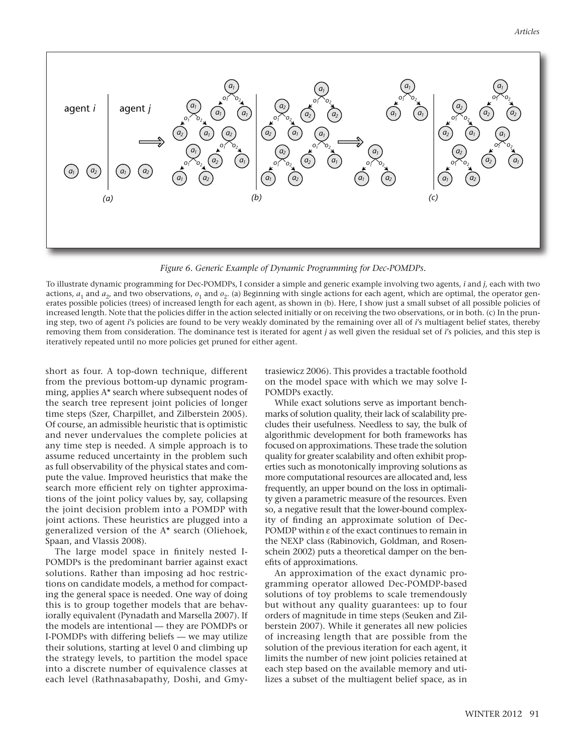*Figure 6. Generic Example of Dynamic Programming for Dec-POMDPs.*

To illustrate dynamic programming for Dec-POMDPs, I consider a simple and generic example involving two agents, *i* and *j*, each with two actions, $a_1$ and $a_2$, and two observations, $o_1$ and $o_2$. (a) Beginning with single actions for each agent, which are optimal, the operator generates possible policies (trees) of increased length for each agent, as shown in (b). Here, I show just a small subset of all possible policies of increased length. Note that the policies differ in the action selected initially or on receiving the two observations, or in both. (c) In the pruning step, two of agent *i*'s policies are found to be very weakly dominated by the remaining over all of *i*'s multiagent belief states, thereby removing them from consideration. The dominance test is iterated for agent *j* as well given the residual set of *i*'s policies, and this step is iteratively repeated until no more policies get pruned for either agent.

short as four. A top-down technique, different from the previous bottom-up dynamic programming, applies A* search where subsequent nodes of the search tree represent joint policies of longer time steps (Szer, Charpillet, and Zilberstein 2005). Of course, an admissible heuristic that is optimistic and never undervalues the complete policies at any time step is needed. A simple approach is to assume reduced uncertainty in the problem such as full observability of the physical states and compute the value. Improved heuristics that make the search more efficient rely on tighter approximations of the joint policy values by, say, collapsing the joint decision problem into a POMDP with joint actions. These heuristics are plugged into a generalized version of the A* search (Oliehoek, Spaan, and Vlassis 2008).

The large model space in finitely nested I-POMDPs is the predominant barrier against exact solutions. Rather than imposing ad hoc restrictions on candidate models, a method for compacting the general space is needed. One way of doing this is to group together models that are behaviorally equivalent (Pynadath and Marsella 2007). If the models are intentional — they are POMDPs or I-POMDPs with differing beliefs — we may utilize their solutions, starting at level 0 and climbing up the strategy levels, to partition the model space into a discrete number of equivalence classes at each level (Rathnasabapathy, Doshi, and Gmytrasiewicz 2006). This provides a tractable foothold on the model space with which we may solve I-POMDPs exactly.

While exact solutions serve as important benchmarks of solution quality, their lack of scalability precludes their usefulness. Needless to say, the bulk of algorithmic development for both frameworks has focused on approximations. These trade the solution quality for greater scalability and often exhibit properties such as monotonically improving solutions as more computational resources are allocated and, less frequently, an upper bound on the loss in optimality given a parametric measure of the resources. Even so, a negative result that the lower-bound complexity of finding an approximate solution of Dec-POMDP within ε of the exact continues to remain in the NEXP class (Rabinovich, Goldman, and Rosenschein 2002) puts a theoretical damper on the benefits of approximations.

An approximation of the exact dynamic programming operator allowed Dec-POMDP-based solutions of toy problems to scale tremendously but without any quality guarantees: up to four orders of magnitude in time steps (Seuken and Zilberstein 2007). While it generates all new policies of increasing length that are possible from the solution of the previous iteration for each agent, it limits the number of new joint policies retained at each step based on the available memory and utilizes a subset of the multiagent belief space, as in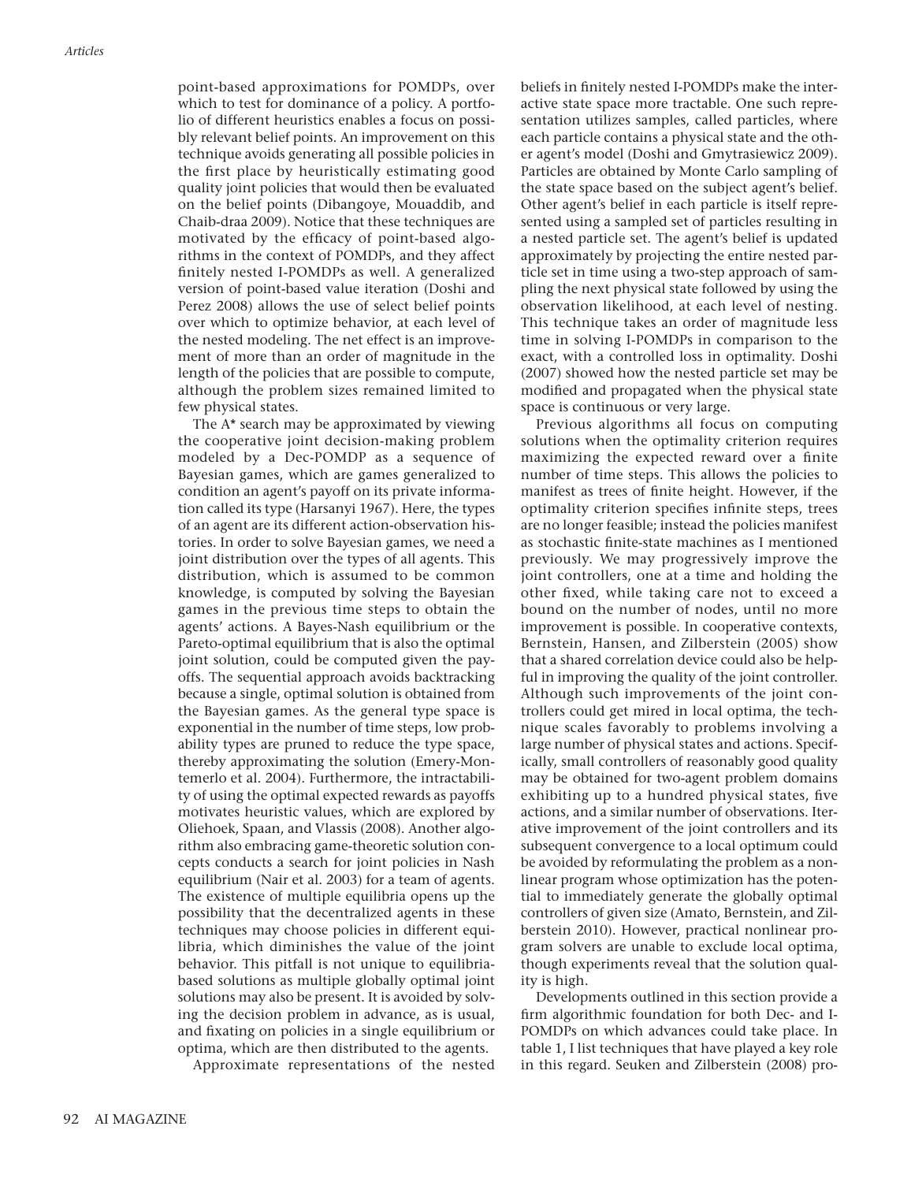point-based approximations for POMDPs, over which to test for dominance of a policy. A portfolio of different heuristics enables a focus on possibly relevant belief points. An improvement on this technique avoids generating all possible policies in the first place by heuristically estimating good quality joint policies that would then be evaluated on the belief points (Dibangoye, Mouaddib, and Chaib-draa 2009). Notice that these techniques are motivated by the efficacy of point-based algorithms in the context of POMDPs, and they affect finitely nested I-POMDPs as well. A generalized version of point-based value iteration (Doshi and Perez 2008) allows the use of select belief points over which to optimize behavior, at each level of the nested modeling. The net effect is an improvement of more than an order of magnitude in the length of the policies that are possible to compute, although the problem sizes remained limited to few physical states.

The A* search may be approximated by viewing the cooperative joint decision-making problem modeled by a Dec-POMDP as a sequence of Bayesian games, which are games generalized to condition an agent's payoff on its private information called its type (Harsanyi 1967). Here, the types of an agent are its different action-observation histories. In order to solve Bayesian games, we need a joint distribution over the types of all agents. This distribution, which is assumed to be common knowledge, is computed by solving the Bayesian games in the previous time steps to obtain the agents' actions. A Bayes-Nash equilibrium or the Pareto-optimal equilibrium that is also the optimal joint solution, could be computed given the payoffs. The sequential approach avoids backtracking because a single, optimal solution is obtained from the Bayesian games. As the general type space is exponential in the number of time steps, low probability types are pruned to reduce the type space, thereby approximating the solution (Emery-Montemerlo et al. 2004). Furthermore, the intractability of using the optimal expected rewards as payoffs motivates heuristic values, which are explored by Oliehoek, Spaan, and Vlassis (2008). Another algorithm also embracing game-theoretic solution concepts conducts a search for joint policies in Nash equilibrium (Nair et al. 2003) for a team of agents. The existence of multiple equilibria opens up the possibility that the decentralized agents in these techniques may choose policies in different equilibria, which diminishes the value of the joint behavior. This pitfall is not unique to equilibria-based solutions as multiple globally optimal joint solutions may also be present. It is avoided by solving the decision problem in advance, as is usual, and fixating on policies in a single equilibrium or optima, which are then distributed to the agents.

Approximate representations of the nested beliefs in finitely nested I-POMDPs make the interactive state space more tractable. One such representation utilizes samples, called particles, where each particle contains a physical state and the other agent's model (Doshi and Gmytrasiewicz 2009). Particles are obtained by Monte Carlo sampling of the state space based on the subject agent's belief. Other agent's belief in each particle is itself represented using a sampled set of particles resulting in a nested particle set. The agent's belief is updated approximately by projecting the entire nested particle set in time using a two-step approach of sampling the next physical state followed by using the observation likelihood, at each level of nesting. This technique takes an order of magnitude less time in solving I-POMDPs in comparison to the exact, with a controlled loss in optimality. Doshi (2007) showed how the nested particle set may be modified and propagated when the physical state space is continuous or very large.

Previous algorithms all focus on computing solutions when the optimality criterion requires maximizing the expected reward over a finite number of time steps. This allows the policies to manifest as trees of finite height. However, if the optimality criterion specifies infinite steps, trees are no longer feasible; instead the policies manifest as stochastic finite-state machines as I mentioned previously. We may progressively improve the joint controllers, one at a time and holding the other fixed, while taking care not to exceed a bound on the number of nodes, until no more improvement is possible. In cooperative contexts, Bernstein, Hansen, and Zilberstein (2005) show that a shared correlation device could also be helpful in improving the quality of the joint controller. Although such improvements of the joint controllers could get mired in local optima, the technique scales favorably to problems involving a large number of physical states and actions. Specifically, small controllers of reasonably good quality may be obtained for two-agent problem domains exhibiting up to a hundred physical states, five actions, and a similar number of observations. Iterative improvement of the joint controllers and its subsequent convergence to a local optimum could be avoided by reformulating the problem as a nonlinear program whose optimization has the potential to immediately generate the globally optimal controllers of given size (Amato, Bernstein, and Zilberstein 2010). However, practical nonlinear program solvers are unable to exclude local optima, though experiments reveal that the solution quality is high.

Developments outlined in this section provide a firm algorithmic foundation for both Dec- and I-POMDPs on which advances could take place. In table 1, I list techniques that have played a key role in this regard. Seuken and Zilberstein (2008) pro-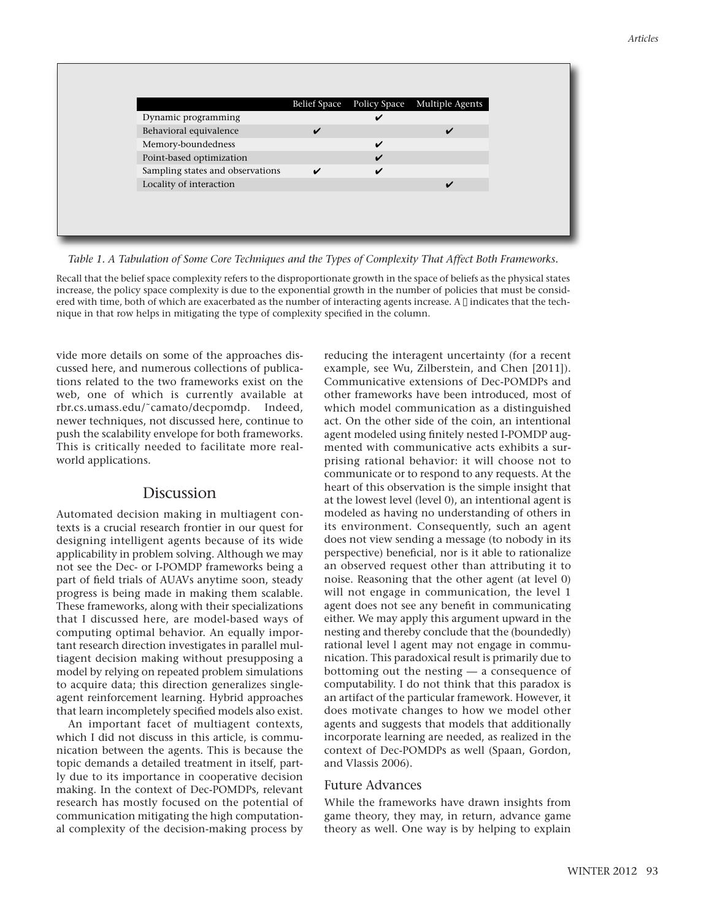| | Belief Space | Policy Space | Multiple Agents |
|---|---|---|---|
| Dynamic programming | | ✔ | |
| Behavioral equivalence | ✔ | | ✔ |
| Memory-boundedness | | ✔ | |
| Point-based optimization | | ✔ | |
| Sampling states and observations | ✔ | ✔ | |
| Locality of interaction | | | ✔ |

*Table 1. A Tabulation of Some Core Techniques and the Types of Complexity That Affect Both Frameworks.*

Recall that the belief space complexity refers to the disproportionate growth in the space of beliefs as the physical states increase, the policy space complexity is due to the exponential growth in the number of policies that must be considered with time, both of which are exacerbated as the number of interacting agents increase. A ✔ indicates that the technique in that row helps in mitigating the type of complexity specified in the column.

vide more details on some of the approaches discussed here, and numerous collections of publications related to the two frameworks exist on the web, one of which is currently available at rbr.cs.umass.edu/~camato/decpomdp. Indeed, newer techniques, not discussed here, continue to push the scalability envelope for both frameworks. This is critically needed to facilitate more real-world applications.

## Discussion

Automated decision making in multiagent contexts is a crucial research frontier in our quest for designing intelligent agents because of its wide applicability in problem solving. Although we may not see the Dec- or I-POMDP frameworks being a part of field trials of AUAVs anytime soon, steady progress is being made in making them scalable. These frameworks, along with their specializations that I discussed here, are model-based ways of computing optimal behavior. An equally important research direction investigates in parallel multiagent decision making without presupposing a model by relying on repeated problem simulations to acquire data; this direction generalizes single-agent reinforcement learning. Hybrid approaches that learn incompletely specified models also exist.

An important facet of multiagent contexts, which I did not discuss in this article, is communication between the agents. This is because the topic demands a detailed treatment in itself, partly due to its importance in cooperative decision making. In the context of Dec-POMDPs, relevant research has mostly focused on the potential of communication mitigating the high computational complexity of the decision-making process by reducing the interagent uncertainty (for a recent example, see Wu, Zilberstein, and Chen [2011]). Communicative extensions of Dec-POMDPs and other frameworks have been introduced, most of which model communication as a distinguished act. On the other side of the coin, an intentional agent modeled using finitely nested I-POMDP augmented with communicative acts exhibits a surprising rational behavior: it will choose not to communicate or to respond to any requests. At the heart of this observation is the simple insight that at the lowest level (level 0), an intentional agent is modeled as having no understanding of others in its environment. Consequently, such an agent does not view sending a message (to nobody in its perspective) beneficial, nor is it able to rationalize an observed request other than attributing it to noise. Reasoning that the other agent (at level 0) will not engage in communication, the level 1 agent does not see any benefit in communicating either. We may apply this argument upward in the nesting and thereby conclude that the (boundedly) rational level $l$ agent may not engage in communication. This paradoxical result is primarily due to bottoming out the nesting — a consequence of computability. I do not think that this paradox is an artifact of the particular framework. However, it does motivate changes to how we model other agents and suggests that models that additionally incorporate learning are needed, as realized in the context of Dec-POMDPs as well (Spaan, Gordon, and Vlassis 2006).

### Future Advances

While the frameworks have drawn insights from game theory, they may, in return, advance game theory as well. One way is by helping to explain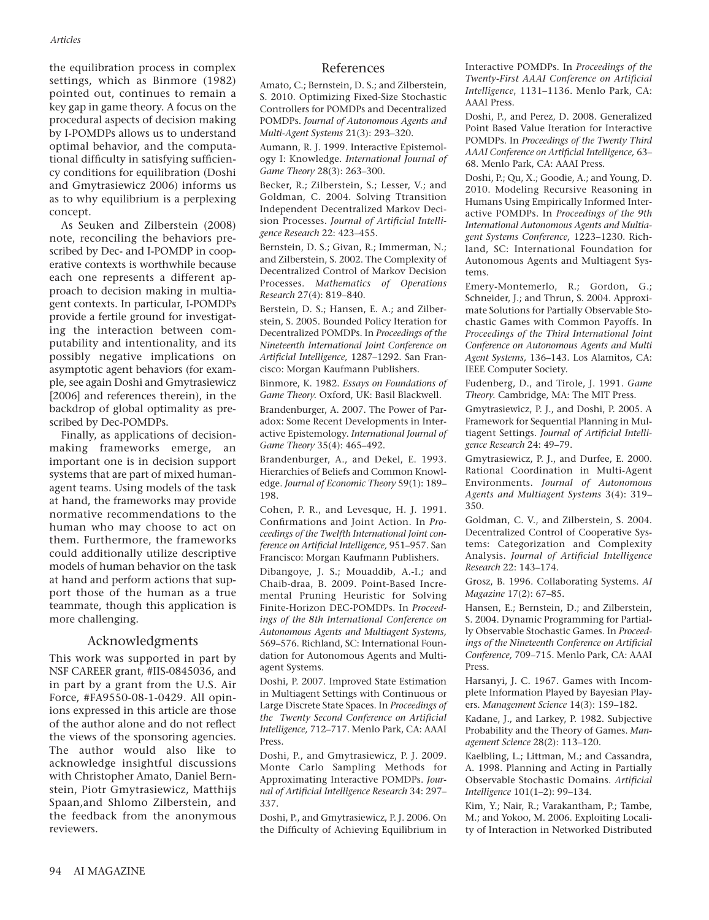the equilibration process in complex settings, which as Binmore (1982) pointed out, continues to remain a key gap in game theory. A focus on the procedural aspects of decision making by I-POMDPs allows us to understand optimal behavior, and the computational difficulty in satisfying sufficiency conditions for equilibration (Doshi and Gmytrasiewicz 2006) informs us as to why equilibrium is a perplexing concept.

As Seuken and Zilberstein (2008) note, reconciling the behaviors prescribed by Dec- and I-POMDP in cooperative contexts is worthwhile because each one represents a different approach to decision making in multiagent contexts. In particular, I-POMDPs provide a fertile ground for investigating the interaction between computability and intentionality, and its possibly negative implications on asymptotic agent behaviors (for example, see again Doshi and Gmytrasiewicz [2006] and references therein), in the backdrop of global optimality as prescribed by Dec-POMDPs.

Finally, as applications of decision-making frameworks emerge, an important one is in decision support systems that are part of mixed human-agent teams. Using models of the task at hand, the frameworks may provide normative recommendations to the human who may choose to act on them. Furthermore, the frameworks could additionally utilize descriptive models of human behavior on the task at hand and perform actions that support those of the human as a true teammate, though this application is more challenging.

## Acknowledgments

This work was supported in part by NSF CAREER grant, #IIS-0845036, and in part by a grant from the U.S. Air Force, #FA9550-08-1-0429. All opinions expressed in this article are those of the author alone and do not reflect the views of the sponsoring agencies. The author would also like to acknowledge insightful discussions with Christopher Amato, Daniel Bernstein, Piotr Gmytrasiewicz, Matthijs Spaan,and Shlomo Zilberstein, and the feedback from the anonymous reviewers.

## References

Amato, C.; Bernstein, D. S.; and Zilberstein, S. 2010. Optimizing Fixed-Size Stochastic Controllers for POMDPs and Decentralized POMDPs. *Journal of Autonomous Agents and Multi-Agent Systems* 21(3): 293–320.

Aumann, R. J. 1999. Interactive Epistemology I: Knowledge. *International Journal of Game Theory* 28(3): 263–300.

Becker, R.; Zilberstein, S.; Lesser, V.; and Goldman, C. 2004. Solving Ttransition Independent Decentralized Markov Decision Processes. *Journal of Artificial Intelligence Research* 22: 423–455.

Bernstein, D. S.; Givan, R.; Immerman, N.; and Zilberstein, S. 2002. The Complexity of Decentralized Control of Markov Decision Processes. *Mathematics of Operations Research* 27(4): 819–840.

Berstein, D. S.; Hansen, E. A.; and Zilberstein, S. 2005. Bounded Policy Iteration for Decentralized POMDPs. In *Proceedings of the Nineteenth International Joint Conference on Artificial Intelligence,* 1287–1292. San Francisco: Morgan Kaufmann Publishers.

Binmore, K. 1982. *Essays on Foundations of Game Theory.* Oxford, UK: Basil Blackwell.

Brandenburger, A. 2007. The Power of Paradox: Some Recent Developments in Interactive Epistemology. *International Journal of Game Theory* 35(4): 465–492.

Brandenburger, A., and Dekel, E. 1993. Hierarchies of Beliefs and Common Knowledge. *Journal of Economic Theory* 59(1): 189–198.

Cohen, P. R., and Levesque, H. J. 1991. Confirmations and Joint Action. In *Proceedings of the Twelfth International Joint conference on Artificial Intelligence,* 951–957. San Francisco: Morgan Kaufmann Publishers.

Dibangoye, J. S.; Mouaddib, A.-I.; and Chaib-draa, B. 2009. Point-Based Incremental Pruning Heuristic for Solving Finite-Horizon DEC-POMDPs. In *Proceedings of the 8th International Conference on Autonomous Agents and Multiagent Systems,* 569–576. Richland, SC: International Foundation for Autonomous Agents and Multiagent Systems.

Doshi, P. 2007. Improved State Estimation in Multiagent Settings with Continuous or Large Discrete State Spaces. In *Proceedings of the Twenty Second Conference on Artificial Intelligence,* 712–717. Menlo Park, CA: AAAI Press.

Doshi, P., and Gmytrasiewicz, P. J. 2009. Monte Carlo Sampling Methods for Approximating Interactive POMDPs. *Journal of Artificial Intelligence Research* 34: 297–337.

Doshi, P., and Gmytrasiewicz, P. J. 2006. On the Difficulty of Achieving Equilibrium in Interactive POMDPs. In *Proceedings of the Twenty-First AAAI Conference on Artificial Intelligence*, 1131–1136. Menlo Park, CA: AAAI Press.

Doshi, P., and Perez, D. 2008. Generalized Point Based Value Iteration for Interactive POMDPs. In *Proceedings of the Twenty Third AAAI Conference on Artificial Intelligence,* 63–68. Menlo Park, CA: AAAI Press.

Doshi, P.; Qu, X.; Goodie, A.; and Young, D. 2010. Modeling Recursive Reasoning in Humans Using Empirically Informed Interactive POMDPs. In *Proceedings of the 9th International Autonomous Agents and Multiagent Systems Conference,* 1223–1230. Richland, SC: International Foundation for Autonomous Agents and Multiagent Systems.

Emery-Montemerlo, R.; Gordon, G.; Schneider, J.; and Thrun, S. 2004. Approximate Solutions for Partially Observable Stochastic Games with Common Payoffs. In *Proceedings of the Third International Joint Conference on Autonomous Agents and Multi Agent Systems,* 136–143. Los Alamitos, CA: IEEE Computer Society.

Fudenberg, D., and Tirole, J. 1991. *Game Theory.* Cambridge, MA: The MIT Press.

Gmytrasiewicz, P. J., and Doshi, P. 2005. A Framework for Sequential Planning in Multiagent Settings. *Journal of Artificial Intelligence Research* 24: 49–79.

Gmytrasiewicz, P. J., and Durfee, E. 2000. Rational Coordination in Multi-Agent Environments. *Journal of Autonomous Agents and Multiagent Systems* 3(4): 319–350.

Goldman, C. V., and Zilberstein, S. 2004. Decentralized Control of Cooperative Systems: Categorization and Complexity Analysis. *Journal of Artificial Intelligence Research* 22: 143–174.

Grosz, B. 1996. Collaborating Systems. *AI Magazine* 17(2): 67–85.

Hansen, E.; Bernstein, D.; and Zilberstein, S. 2004. Dynamic Programming for Partially Observable Stochastic Games. In *Proceedings of the Nineteenth Conference on Artificial Conference,* 709–715. Menlo Park, CA: AAAI Press.

Harsanyi, J. C. 1967. Games with Incomplete Information Played by Bayesian Players. *Management Science* 14(3): 159–182.

Kadane, J., and Larkey, P. 1982. Subjective Probability and the Theory of Games. *Management Science* 28(2): 113–120.

Kaelbling, L.; Littman, M.; and Cassandra, A. 1998. Planning and Acting in Partially Observable Stochastic Domains. *Artificial Intelligence* 101(1–2): 99–134.

Kim, Y.; Nair, R.; Varakantham, P.; Tambe, M.; and Yokoo, M. 2006. Exploiting Locality of Interaction in Networked Distributed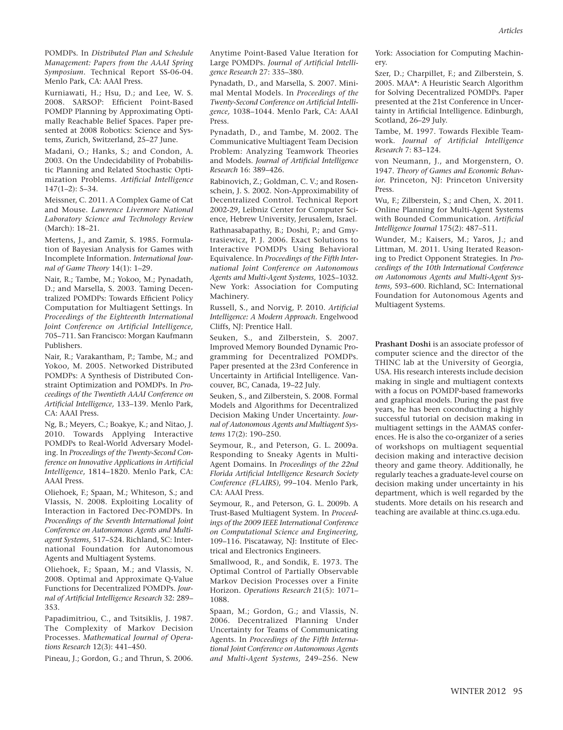POMDPs. In *Distributed Plan and Schedule Management: Papers from the AAAI Spring Symposium*. Technical Report SS-06-04. Menlo Park, CA: AAAI Press.

Kurniawati, H.; Hsu, D.; and Lee, W. S. 2008. SARSOP: Efficient Point-Based POMDP Planning by Approximating Optimally Reachable Belief Spaces. Paper presented at 2008 Robotics: Science and Systems, Zurich, Switzerland, 25–27 June.

Madani, O.; Hanks, S.; and Condon, A. 2003. On the Undecidability of Probabilistic Planning and Related Stochastic Optimization Problems. *Artificial Intelligence* 147(1–2): 5–34.

Meissner, C. 2011. A Complex Game of Cat and Mouse. *Lawrence Livermore National Laboratory Science and Technology Review* (March): 18–21.

Mertens, J., and Zamir, S. 1985. Formulation of Bayesian Analysis for Games with Incomplete Information. *International Journal of Game Theory* 14(1): 1–29.

Nair, R.; Tambe, M.; Yokoo, M.; Pynadath, D.; and Marsella, S. 2003. Taming Decentralized POMDPs: Towards Efficient Policy Computation for Multiagent Settings. In *Proceedings of the Eighteenth International Joint Conference on Artificial Intelligence,* 705–711. San Francisco: Morgan Kaufmann Publishers.

Nair, R.; Varakantham, P.; Tambe, M.; and Yokoo, M. 2005. Networked Distributed POMDPs: A Synthesis of Distributed Constraint Optimization and POMDPs. In *Proceedings of the Twentieth AAAI Conference on Artificial Intelligence,* 133–139. Menlo Park, CA: AAAI Press.

Ng, B.; Meyers, C.; Boakye, K.; and Nitao, J. 2010. Towards Applying Interactive POMDPs to Real-World Adversary Modeling. In *Proceedings of the Twenty-Second Conference on Innovative Applications in Artificial Intelligence*, 1814–1820. Menlo Park, CA: AAAI Press.

Oliehoek, F.; Spaan, M.; Whiteson, S.; and Vlassis, N. 2008. Exploiting Locality of Interaction in Factored Dec-POMDPs. In *Proceedings of the Seventh International Joint Conference on Autonomous Agents and Multiagent Systems,* 517–524. Richland, SC: International Foundation for Autonomous Agents and Multiagent Systems.

Oliehoek, F.; Spaan, M.; and Vlassis, N. 2008. Optimal and Approximate Q-Value Functions for Decentralized POMDPs. *Journal of Artificial Intelligence Research* 32: 289–353.

Papadimitriou, C., and Tsitsiklis, J. 1987. The Complexity of Markov Decision Processes. *Mathematical Journal of Operations Research* 12(3): 441–450.

Pineau, J.; Gordon, G.; and Thrun, S. 2006. Anytime Point-Based Value Iteration for Large POMDPs. *Journal of Artificial Intelligence Research* 27: 335–380.

Pynadath, D., and Marsella, S. 2007. Minimal Mental Models. In *Proceedings of the Twenty-Second Conference on Artificial Intelligence,* 1038–1044. Menlo Park, CA: AAAI Press.

Pynadath, D., and Tambe, M. 2002. The Communicative Multiagent Team Decision Problem: Analyzing Teamwork Theories and Models. *Journal of Artificial Intelligence Research* 16: 389–426.

Rabinovich, Z.; Goldman, C. V.; and Rosenschein, J. S. 2002. Non-Approximability of Decentralized Control. Technical Report 2002-29, Leibniz Center for Computer Science, Hebrew University, Jerusalem, Israel.

Rathnasabapathy, B.; Doshi, P.; and Gmytrasiewicz, P. J. 2006. Exact Solutions to Interactive POMDPs Using Behavioral Equivalence. In *Proceedings of the Fifth International Joint Conference on Autonomous Agents and Multi-Agent Systems,* 1025–1032. New York: Association for Computing Machinery.

Russell, S., and Norvig, P. 2010. *Artificial Intelligence: A Modern Approach*. Engelwood Cliffs, NJ: Prentice Hall.

Seuken, S., and Zilberstein, S. 2007. Improved Memory Bounded Dynamic Programming for Decentralized POMDPs. Paper presented at the 23rd Conference in Uncertainty in Artificial Intelligence. Vancouver, BC, Canada, 19–22 July.

Seuken, S., and Zilberstein, S. 2008. Formal Models and Algorithms for Decentralized Decision Making Under Uncertainty. *Journal of Autonomous Agents and Multiagent Systems* 17(2): 190–250.

Seymour, R., and Peterson, G. L. 2009a. Responding to Sneaky Agents in Multi-Agent Domains. In *Proceedings of the 22nd Florida Artificial Intelligence Research Society Conference (FLAIRS),* 99–104. Menlo Park, CA: AAAI Press.

Seymour, R., and Peterson, G. L. 2009b. A Trust-Based Multiagent System. In *Proceedings of the 2009 IEEE International Conference on Computational Science and Engineering,* 109–116. Piscataway, NJ: Institute of Electrical and Electronics Engineers.

Smallwood, R., and Sondik, E. 1973. The Optimal Control of Partially Observable Markov Decision Processes over a Finite Horizon. *Operations Research* 21(5): 1071–1088.

Spaan, M.; Gordon, G.; and Vlassis, N. 2006. Decentralized Planning Under Uncertainty for Teams of Communicating Agents. In *Proceedings of the Fifth International Joint Conference on Autonomous Agents and Multi-Agent Systems,* 249–256. New York: Association for Computing Machinery.

Szer, D.; Charpillet, F.; and Zilberstein, S. 2005. MAA*: A Heuristic Search Algorithm for Solving Decentralized POMDPs. Paper presented at the 21st Conference in Uncertainty in Artificial Intelligence. Edinburgh, Scotland, 26–29 July.

Tambe, M. 1997. Towards Flexible Teamwork. *Journal of Artificial Intelligence Research* 7: 83–124.

von Neumann, J., and Morgenstern, O. 1947. *Theory of Games and Economic Behavior.* Princeton, NJ: Princeton University Press.

Wu, F.; Zilberstein, S.; and Chen, X. 2011. Online Planning for Multi-Agent Systems with Bounded Communication. *Artificial Intelligence Journal* 175(2): 487–511.

Wunder, M.; Kaisers, M.; Yaros, J.; and Littman, M. 2011. Using Iterated Reasoning to Predict Opponent Strategies. In *Proceedings of the 10th International Conference on Autonomous Agents and Multi-Agent Systems,* 593–600. Richland, SC: International Foundation for Autonomous Agents and Multiagent Systems.

**Prashant Doshi** is an associate professor of computer science and the director of the THINC lab at the University of Georgia, USA. His research interests include decision making in single and multiagent contexts with a focus on POMDP-based frameworks and graphical models. During the past five years, he has been coconducting a highly successful tutorial on decision making in multiagent settings in the AAMAS conferences. He is also the co-organizer of a series of workshops on multiagent sequential decision making and interactive decision theory and game theory. Additionally, he regularly teaches a graduate-level course on decision making under uncertainty in his department, which is well regarded by the students. More details on his research and teaching are available at thinc.cs.uga.edu.